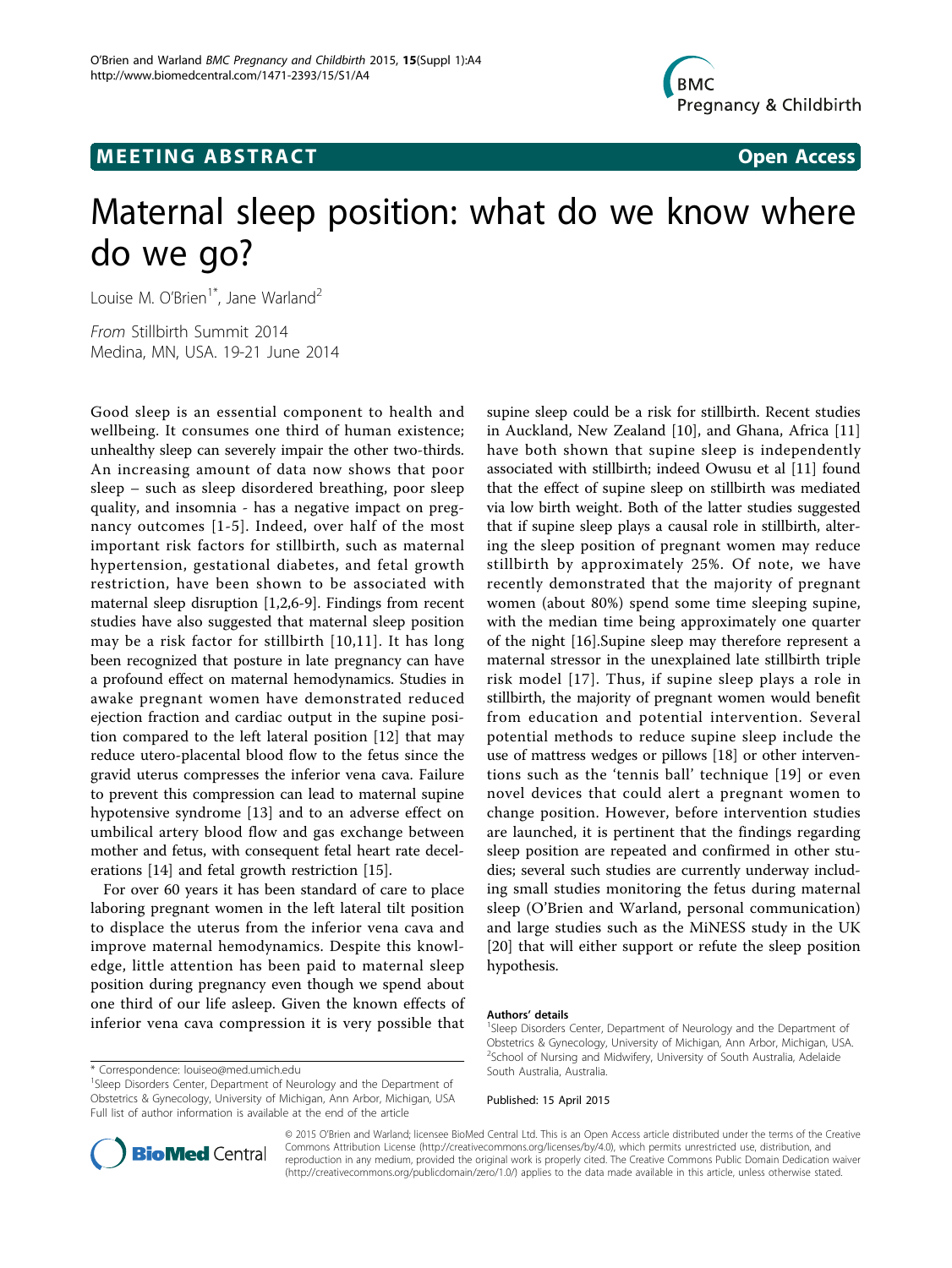**MEETING ABSTRACT** **Open Access**

# Maternal sleep position: what do we know where do we go?

Louise M. O'Brien[1*], Jane Warland[2]

*From* Stillbirth Summit 2014
Medina, MN, USA. 19-21 June 2014

Good sleep is an essential component to health and wellbeing. It consumes one third of human existence; unhealthy sleep can severely impair the other two-thirds. An increasing amount of data now shows that poor sleep – such as sleep disordered breathing, poor sleep quality, and insomnia - has a negative impact on pregnancy outcomes [1-5]. Indeed, over half of the most important risk factors for stillbirth, such as maternal hypertension, gestational diabetes, and fetal growth restriction, have been shown to be associated with maternal sleep disruption [1,2,6-9]. Findings from recent studies have also suggested that maternal sleep position may be a risk factor for stillbirth [10,11]. It has long been recognized that posture in late pregnancy can have a profound effect on maternal hemodynamics. Studies in awake pregnant women have demonstrated reduced ejection fraction and cardiac output in the supine position compared to the left lateral position [12] that may reduce utero-placental blood flow to the fetus since the gravid uterus compresses the inferior vena cava. Failure to prevent this compression can lead to maternal supine hypotensive syndrome [13] and to an adverse effect on umbilical artery blood flow and gas exchange between mother and fetus, with consequent fetal heart rate decelerations [14] and fetal growth restriction [15].

For over 60 years it has been standard of care to place laboring pregnant women in the left lateral tilt position to displace the uterus from the inferior vena cava and improve maternal hemodynamics. Despite this knowledge, little attention has been paid to maternal sleep position during pregnancy even though we spend about one third of our life asleep. Given the known effects of inferior vena cava compression it is very possible that supine sleep could be a risk for stillbirth. Recent studies in Auckland, New Zealand [10], and Ghana, Africa [11] have both shown that supine sleep is independently associated with stillbirth; indeed Owusu et al [11] found that the effect of supine sleep on stillbirth was mediated via low birth weight. Both of the latter studies suggested that if supine sleep plays a causal role in stillbirth, altering the sleep position of pregnant women may reduce stillbirth by approximately 25%. Of note, we have recently demonstrated that the majority of pregnant women (about 80%) spend some time sleeping supine, with the median time being approximately one quarter of the night [16].Supine sleep may therefore represent a maternal stressor in the unexplained late stillbirth triple risk model [17]. Thus, if supine sleep plays a role in stillbirth, the majority of pregnant women would benefit from education and potential intervention. Several potential methods to reduce supine sleep include the use of mattress wedges or pillows [18] or other interventions such as the 'tennis ball' technique [19] or even novel devices that could alert a pregnant women to change position. However, before intervention studies are launched, it is pertinent that the findings regarding sleep position are repeated and confirmed in other studies; several such studies are currently underway including small studies monitoring the fetus during maternal sleep (O'Brien and Warland, personal communication) and large studies such as the MiNESS study in the UK [20] that will either support or refute the sleep position hypothesis.

### Authors' details

[1]Sleep Disorders Center, Department of Neurology and the Department of Obstetrics & Gynecology, University of Michigan, Ann Arbor, Michigan, USA. [2]School of Nursing and Midwifery, University of South Australia, Adelaide South Australia, Australia.

Published: 15 April 2015

\* Correspondence: louiseo@med.umich.edu
[1]Sleep Disorders Center, Department of Neurology and the Department of Obstetrics & Gynecology, University of Michigan, Ann Arbor, Michigan, USA
Full list of author information is available at the end of the article

© 2015 O'Brien and Warland; licensee BioMed Central Ltd. This is an Open Access article distributed under the terms of the Creative Commons Attribution License (http://creativecommons.org/licenses/by/4.0), which permits unrestricted use, distribution, and reproduction in any medium, provided the original work is properly cited. The Creative Commons Public Domain Dedication waiver (http://creativecommons.org/publicdomain/zero/1.0/) applies to the data made available in this article, unless otherwise stated.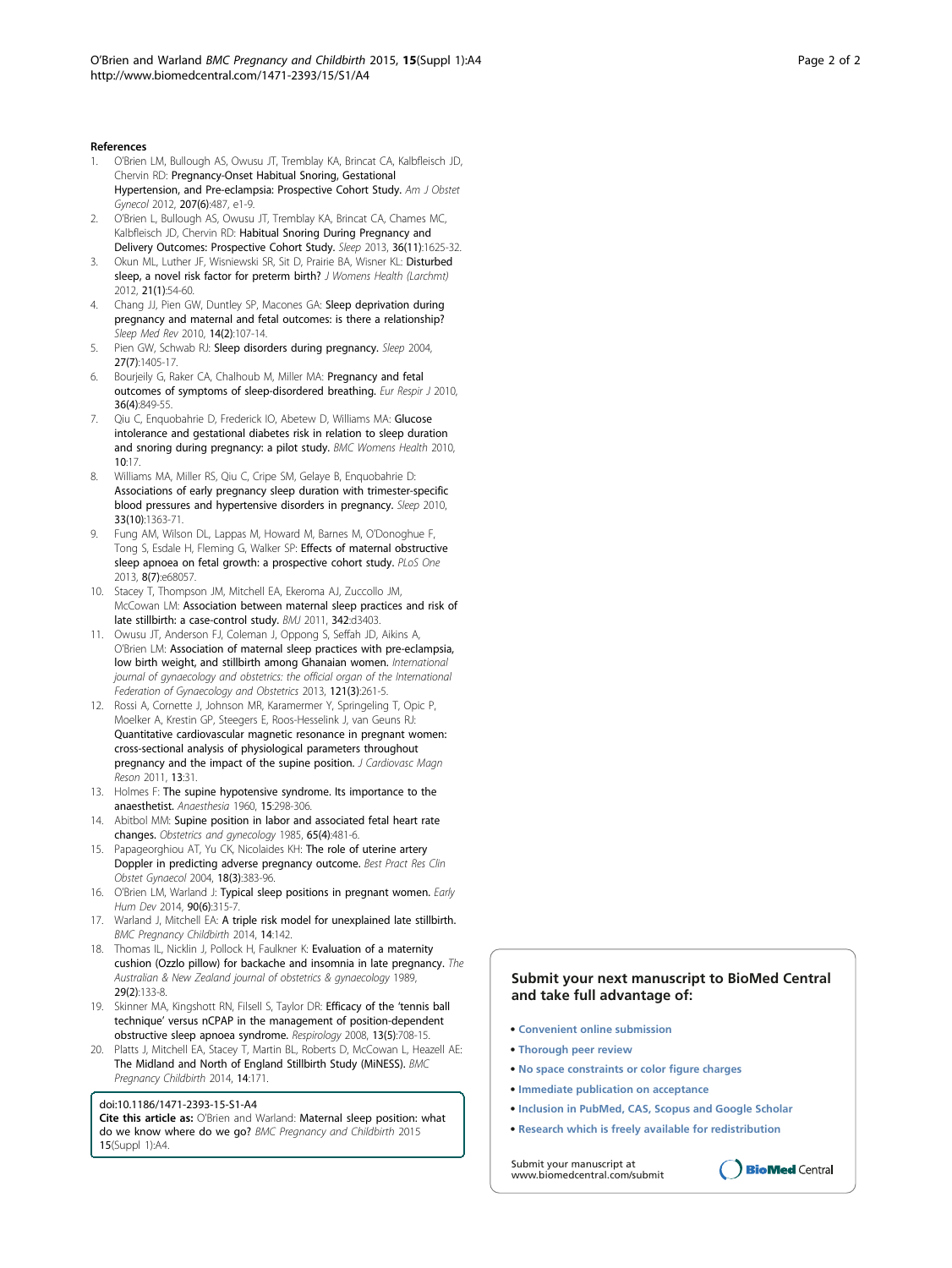## References

1. O'Brien LM, Bullough AS, Owusu JT, Tremblay KA, Brincat CA, Kalbfleisch JD, Chervin RD: **Pregnancy-Onset Habitual Snoring, Gestational Hypertension, and Pre-eclampsia: Prospective Cohort Study.** *Am J Obstet Gynecol* 2012, **207(6)**:487, e1-9.
2. O'Brien L, Bullough AS, Owusu JT, Tremblay KA, Brincat CA, Chames MC, Kalbfleisch JD, Chervin RD: **Habitual Snoring During Pregnancy and Delivery Outcomes: Prospective Cohort Study.** *Sleep* 2013, **36(11)**:1625-32.
3. Okun ML, Luther JF, Wisniewski SR, Sit D, Prairie BA, Wisner KL: **Disturbed sleep, a novel risk factor for preterm birth?** *J Womens Health (Larchmt)* 2012, **21(1)**:54-60.
4. Chang JJ, Pien GW, Duntley SP, Macones GA: **Sleep deprivation during pregnancy and maternal and fetal outcomes: is there a relationship?** *Sleep Med Rev* 2010, **14(2)**:107-14.
5. Pien GW, Schwab RJ: **Sleep disorders during pregnancy.** *Sleep* 2004, **27(7)**:1405-17.
6. Bourjeily G, Raker CA, Chalhoub M, Miller MA: **Pregnancy and fetal outcomes of symptoms of sleep-disordered breathing.** *Eur Respir J* 2010, **36(4)**:849-55.
7. Qiu C, Enquobahrie D, Frederick IO, Abetew D, Williams MA: **Glucose intolerance and gestational diabetes risk in relation to sleep duration and snoring during pregnancy: a pilot study.** *BMC Womens Health* 2010, **10**:17.
8. Williams MA, Miller RS, Qiu C, Cripe SM, Gelaye B, Enquobahrie D: **Associations of early pregnancy sleep duration with trimester-specific blood pressures and hypertensive disorders in pregnancy.** *Sleep* 2010, **33(10)**:1363-71.
9. Fung AM, Wilson DL, Lappas M, Howard M, Barnes M, O'Donoghue F, Tong S, Esdale H, Fleming G, Walker SP: **Effects of maternal obstructive sleep apnoea on fetal growth: a prospective cohort study.** *PLoS One* 2013, **8(7)**:e68057.
10. Stacey T, Thompson JM, Mitchell EA, Ekeroma AJ, Zuccollo JM, McCowan LM: **Association between maternal sleep practices and risk of late stillbirth: a case-control study.** *BMJ* 2011, **342**:d3403.
11. Owusu JT, Anderson FJ, Coleman J, Oppong S, Seffah JD, Aikins A, O'Brien LM: **Association of maternal sleep practices with pre-eclampsia, low birth weight, and stillbirth among Ghanaian women.** *International journal of gynaecology and obstetrics: the official organ of the International Federation of Gynaecology and Obstetrics* 2013, **121(3)**:261-5.
12. Rossi A, Cornette J, Johnson MR, Karamermer Y, Springeling T, Opic P, Moelker A, Krestin GP, Steegers E, Roos-Hesselink J, van Geuns RJ: **Quantitative cardiovascular magnetic resonance in pregnant women: cross-sectional analysis of physiological parameters throughout pregnancy and the impact of the supine position.** *J Cardiovasc Magn Reson* 2011, **13**:31.
13. Holmes F: **The supine hypotensive syndrome. Its importance to the anaesthetist.** *Anaesthesia* 1960, **15**:298-306.
14. Abitbol MM: **Supine position in labor and associated fetal heart rate changes.** *Obstetrics and gynecology* 1985, **65(4)**:481-6.
15. Papageorghiou AT, Yu CK, Nicolaides KH: **The role of uterine artery Doppler in predicting adverse pregnancy outcome.** *Best Pract Res Clin Obstet Gynaecol* 2004, **18(3)**:383-96.
16. O'Brien LM, Warland J: **Typical sleep positions in pregnant women.** *Early Hum Dev* 2014, **90(6)**:315-7.
17. Warland J, Mitchell EA: **A triple risk model for unexplained late stillbirth.** *BMC Pregnancy Childbirth* 2014, **14**:142.
18. Thomas IL, Nicklin J, Pollock H, Faulkner K: **Evaluation of a maternity cushion (Ozzlo pillow) for backache and insomnia in late pregnancy.** *The Australian & New Zealand journal of obstetrics & gynaecology* 1989, **29(2)**:133-8.
19. Skinner MA, Kingshott RN, Filsell S, Taylor DR: **Efficacy of the 'tennis ball technique' versus nCPAP in the management of position-dependent obstructive sleep apnoea syndrome.** *Respirology* 2008, **13(5)**:708-15.
20. Platts J, Mitchell EA, Stacey T, Martin BL, Roberts D, McCowan L, Heazell AE: **The Midland and North of England Stillbirth Study (MiNESS).** *BMC Pregnancy Childbirth* 2014, **14**:171.

doi:10.1186/1471-2393-15-S1-A4

**Cite this article as:** O'Brien and Warland: **Maternal sleep position: what do we know where do we go?** *BMC Pregnancy and Childbirth* 2015 **15**(Suppl 1):A4.

**Submit your next manuscript to BioMed Central and take full advantage of:**

- **Convenient online submission**
- **Thorough peer review**
- **No space constraints or color figure charges**
- **Immediate publication on acceptance**
- **Inclusion in PubMed, CAS, Scopus and Google Scholar**
- **Research which is freely available for redistribution**

Submit your manuscript at www.biomedcentral.com/submit

BioMed Central